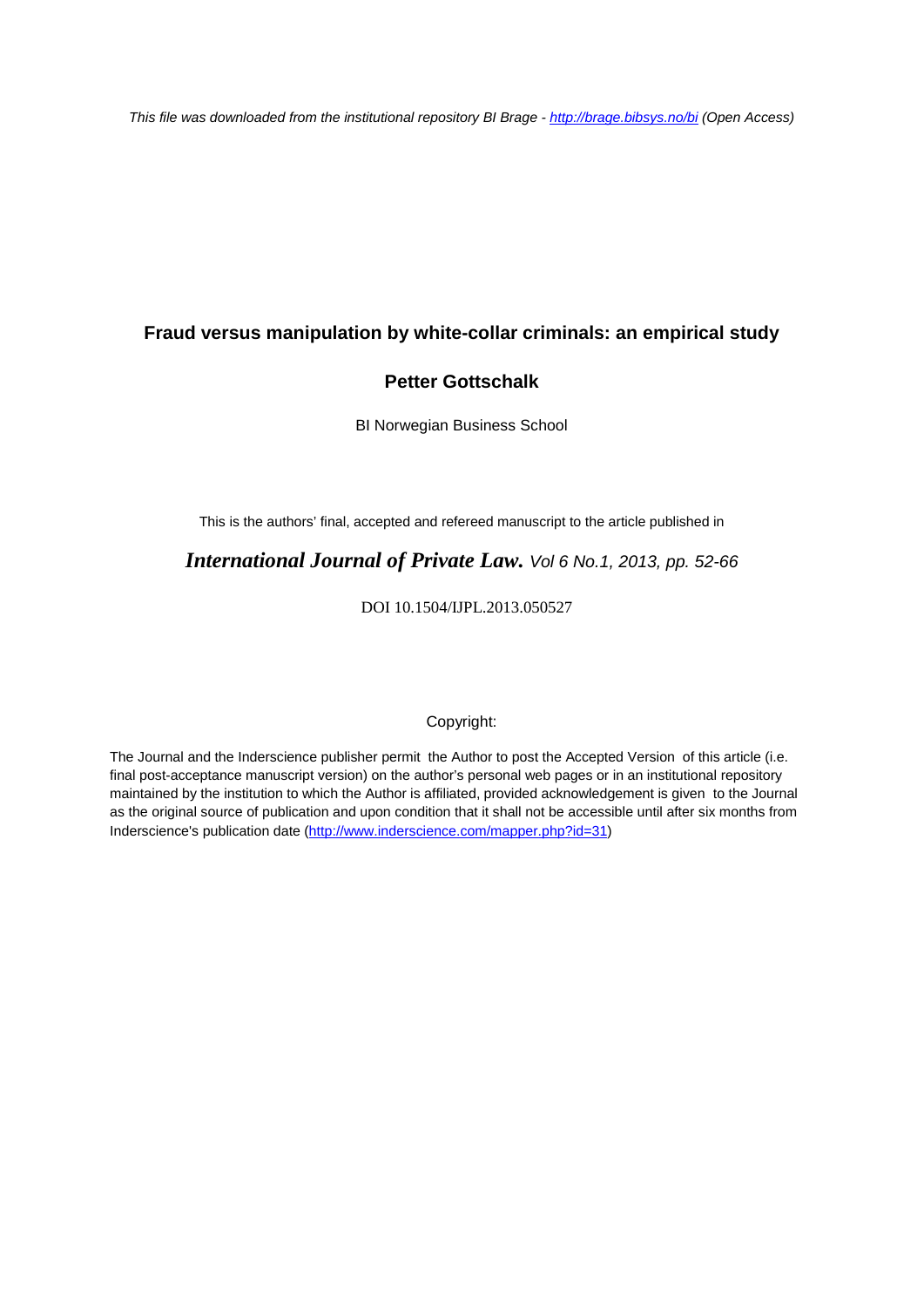*This file was downloaded from the institutional repository BI Brage - http://brage.bibsys.no/bi (Open Access)*

# Fraud versus manipulation by white-collar criminals: an empirical study

## Petter Gottschalk

BI Norwegian Business School

This is the authors' final, accepted and refereed manuscript to the article published in

***International Journal of Private Law.*** *Vol 6 No.1, 2013, pp. 52-66*

DOI 10.1504/IJPL.2013.050527

Copyright:

The Journal and the Inderscience publisher permit the Author to post the Accepted Version of this article (i.e. final post-acceptance manuscript version) on the author's personal web pages or in an institutional repository maintained by the institution to which the Author is affiliated, provided acknowledgement is given to the Journal as the original source of publication and upon condition that it shall not be accessible until after six months from Inderscience's publication date (http://www.inderscience.com/mapper.php?id=31)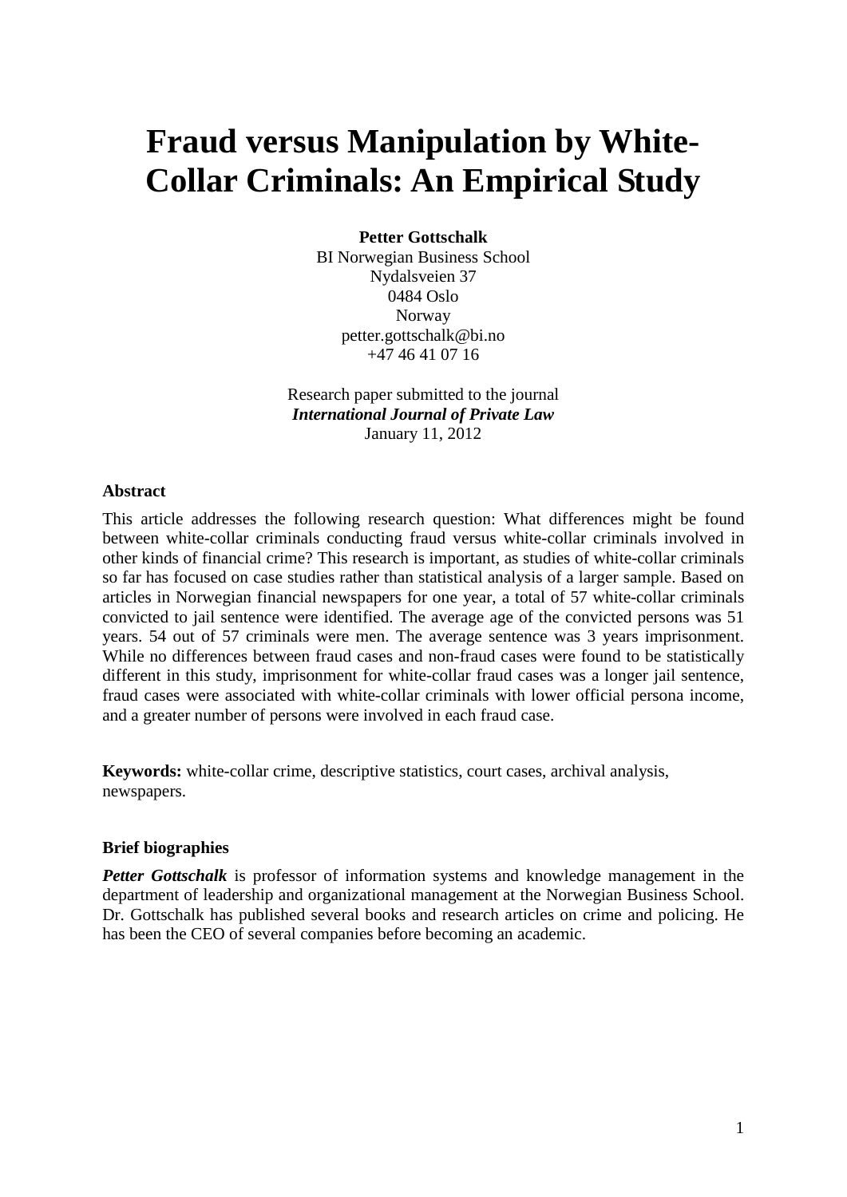# Fraud versus Manipulation by White-Collar Criminals: An Empirical Study

**Petter Gottschalk**
BI Norwegian Business School
Nydalsveien 37
0484 Oslo
Norway
petter.gottschalk@bi.no
+47 46 41 07 16

Research paper submitted to the journal
***International Journal of Private Law***
January 11, 2012

### Abstract

This article addresses the following research question: What differences might be found between white-collar criminals conducting fraud versus white-collar criminals involved in other kinds of financial crime? This research is important, as studies of white-collar criminals so far has focused on case studies rather than statistical analysis of a larger sample. Based on articles in Norwegian financial newspapers for one year, a total of 57 white-collar criminals convicted to jail sentence were identified. The average age of the convicted persons was 51 years. 54 out of 57 criminals were men. The average sentence was 3 years imprisonment. While no differences between fraud cases and non-fraud cases were found to be statistically different in this study, imprisonment for white-collar fraud cases was a longer jail sentence, fraud cases were associated with white-collar criminals with lower official persona income, and a greater number of persons were involved in each fraud case.

**Keywords:** white-collar crime, descriptive statistics, court cases, archival analysis, newspapers.

### Brief biographies

***Petter Gottschalk*** is professor of information systems and knowledge management in the department of leadership and organizational management at the Norwegian Business School. Dr. Gottschalk has published several books and research articles on crime and policing. He has been the CEO of several companies before becoming an academic.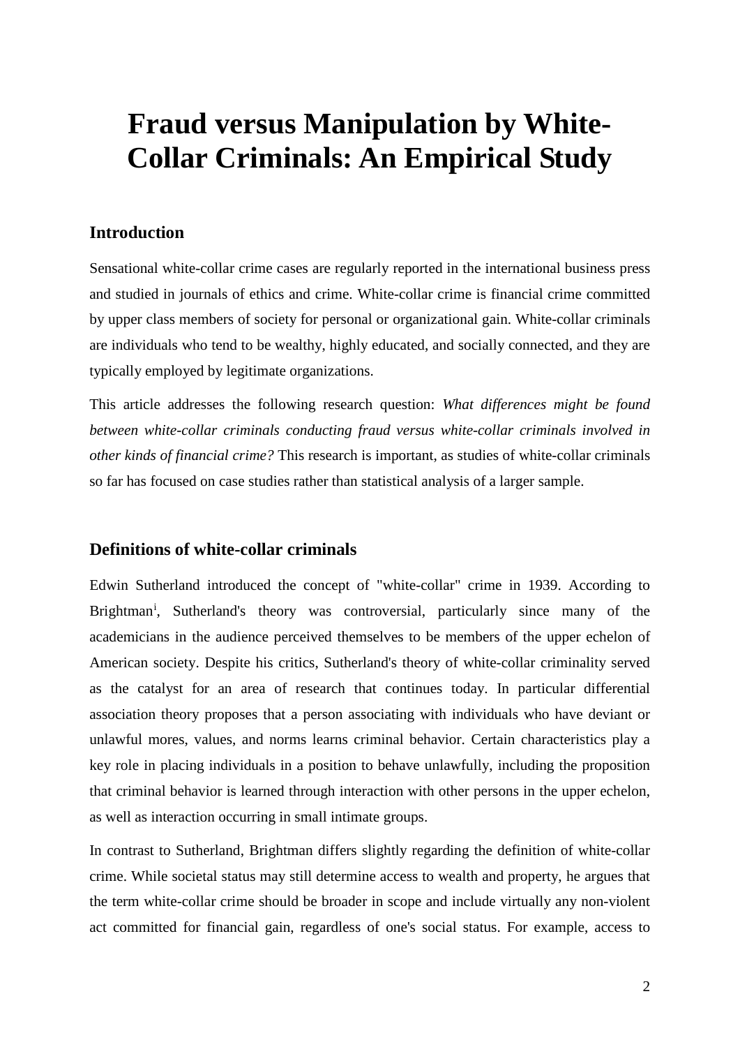# Fraud versus Manipulation by White-Collar Criminals: An Empirical Study

## Introduction

Sensational white-collar crime cases are regularly reported in the international business press and studied in journals of ethics and crime. White-collar crime is financial crime committed by upper class members of society for personal or organizational gain. White-collar criminals are individuals who tend to be wealthy, highly educated, and socially connected, and they are typically employed by legitimate organizations.

This article addresses the following research question: *What differences might be found between white-collar criminals conducting fraud versus white-collar criminals involved in other kinds of financial crime?* This research is important, as studies of white-collar criminals so far has focused on case studies rather than statistical analysis of a larger sample.

## Definitions of white-collar criminals

Edwin Sutherland introduced the concept of "white-collar" crime in 1939. According to Brightman[i], Sutherland's theory was controversial, particularly since many of the academicians in the audience perceived themselves to be members of the upper echelon of American society. Despite his critics, Sutherland's theory of white-collar criminality served as the catalyst for an area of research that continues today. In particular differential association theory proposes that a person associating with individuals who have deviant or unlawful mores, values, and norms learns criminal behavior. Certain characteristics play a key role in placing individuals in a position to behave unlawfully, including the proposition that criminal behavior is learned through interaction with other persons in the upper echelon, as well as interaction occurring in small intimate groups.

In contrast to Sutherland, Brightman differs slightly regarding the definition of white-collar crime. While societal status may still determine access to wealth and property, he argues that the term white-collar crime should be broader in scope and include virtually any non-violent act committed for financial gain, regardless of one's social status. For example, access to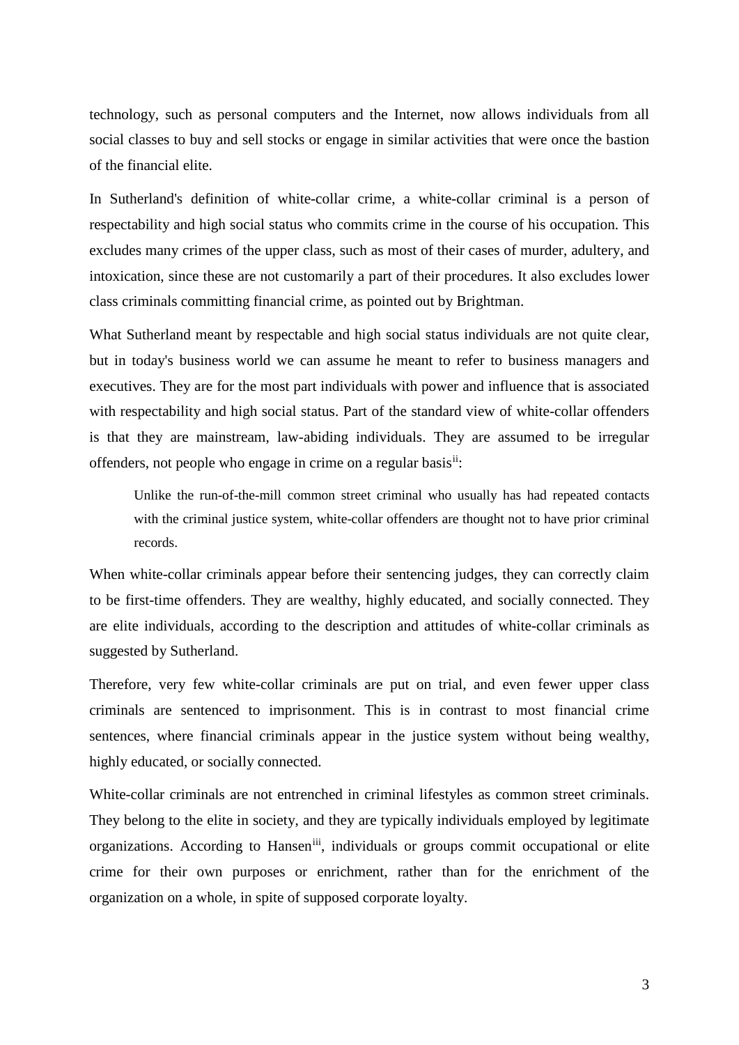technology, such as personal computers and the Internet, now allows individuals from all social classes to buy and sell stocks or engage in similar activities that were once the bastion of the financial elite.

In Sutherland's definition of white-collar crime, a white-collar criminal is a person of respectability and high social status who commits crime in the course of his occupation. This excludes many crimes of the upper class, such as most of their cases of murder, adultery, and intoxication, since these are not customarily a part of their procedures. It also excludes lower class criminals committing financial crime, as pointed out by Brightman.

What Sutherland meant by respectable and high social status individuals are not quite clear, but in today's business world we can assume he meant to refer to business managers and executives. They are for the most part individuals with power and influence that is associated with respectability and high social status. Part of the standard view of white-collar offenders is that they are mainstream, law-abiding individuals. They are assumed to be irregular offenders, not people who engage in crime on a regular basis[ii]:

> Unlike the run-of-the-mill common street criminal who usually has had repeated contacts with the criminal justice system, white-collar offenders are thought not to have prior criminal records.

When white-collar criminals appear before their sentencing judges, they can correctly claim to be first-time offenders. They are wealthy, highly educated, and socially connected. They are elite individuals, according to the description and attitudes of white-collar criminals as suggested by Sutherland.

Therefore, very few white-collar criminals are put on trial, and even fewer upper class criminals are sentenced to imprisonment. This is in contrast to most financial crime sentences, where financial criminals appear in the justice system without being wealthy, highly educated, or socially connected.

White-collar criminals are not entrenched in criminal lifestyles as common street criminals. They belong to the elite in society, and they are typically individuals employed by legitimate organizations. According to Hansen[iii], individuals or groups commit occupational or elite crime for their own purposes or enrichment, rather than for the enrichment of the organization on a whole, in spite of supposed corporate loyalty.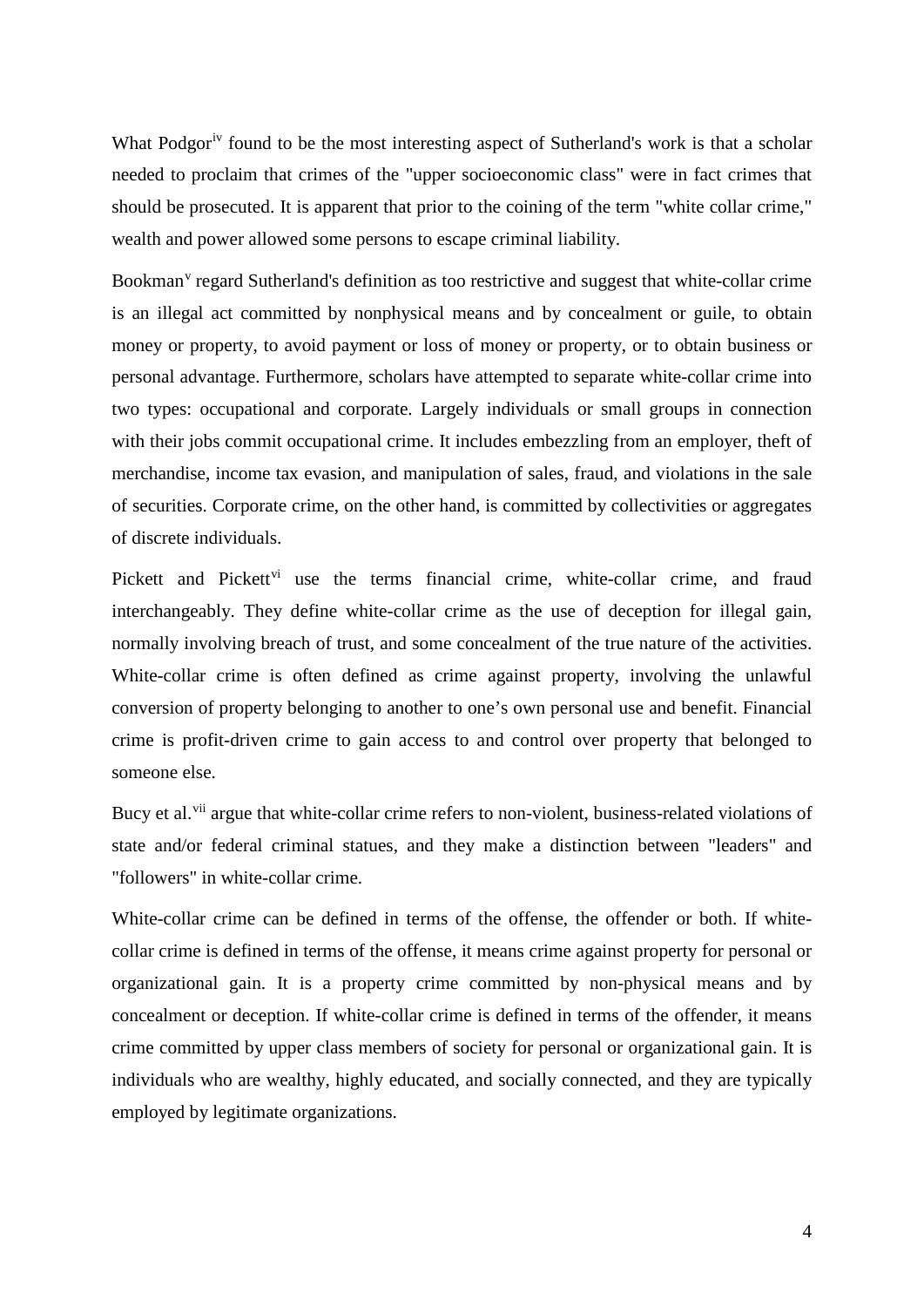What Podgor[iv] found to be the most interesting aspect of Sutherland's work is that a scholar needed to proclaim that crimes of the "upper socioeconomic class" were in fact crimes that should be prosecuted. It is apparent that prior to the coining of the term "white collar crime," wealth and power allowed some persons to escape criminal liability.

Bookman[v] regard Sutherland's definition as too restrictive and suggest that white-collar crime is an illegal act committed by nonphysical means and by concealment or guile, to obtain money or property, to avoid payment or loss of money or property, or to obtain business or personal advantage. Furthermore, scholars have attempted to separate white-collar crime into two types: occupational and corporate. Largely individuals or small groups in connection with their jobs commit occupational crime. It includes embezzling from an employer, theft of merchandise, income tax evasion, and manipulation of sales, fraud, and violations in the sale of securities. Corporate crime, on the other hand, is committed by collectivities or aggregates of discrete individuals.

Pickett and Pickett[vi] use the terms financial crime, white-collar crime, and fraud interchangeably. They define white-collar crime as the use of deception for illegal gain, normally involving breach of trust, and some concealment of the true nature of the activities. White-collar crime is often defined as crime against property, involving the unlawful conversion of property belonging to another to one's own personal use and benefit. Financial crime is profit-driven crime to gain access to and control over property that belonged to someone else.

Bucy et al.[vii] argue that white-collar crime refers to non-violent, business-related violations of state and/or federal criminal statues, and they make a distinction between "leaders" and "followers" in white-collar crime.

White-collar crime can be defined in terms of the offense, the offender or both. If white-collar crime is defined in terms of the offense, it means crime against property for personal or organizational gain. It is a property crime committed by non-physical means and by concealment or deception. If white-collar crime is defined in terms of the offender, it means crime committed by upper class members of society for personal or organizational gain. It is individuals who are wealthy, highly educated, and socially connected, and they are typically employed by legitimate organizations.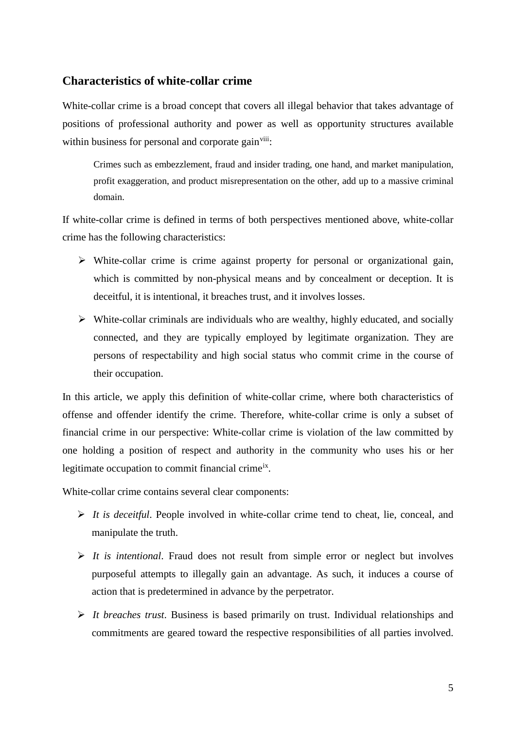## Characteristics of white-collar crime

White-collar crime is a broad concept that covers all illegal behavior that takes advantage of positions of professional authority and power as well as opportunity structures available within business for personal and corporate gain[viii]:

> Crimes such as embezzlement, fraud and insider trading, one hand, and market manipulation, profit exaggeration, and product misrepresentation on the other, add up to a massive criminal domain.

If white-collar crime is defined in terms of both perspectives mentioned above, white-collar crime has the following characteristics:

- White-collar crime is crime against property for personal or organizational gain, which is committed by non-physical means and by concealment or deception. It is deceitful, it is intentional, it breaches trust, and it involves losses.
- White-collar criminals are individuals who are wealthy, highly educated, and socially connected, and they are typically employed by legitimate organization. They are persons of respectability and high social status who commit crime in the course of their occupation.

In this article, we apply this definition of white-collar crime, where both characteristics of offense and offender identify the crime. Therefore, white-collar crime is only a subset of financial crime in our perspective: White-collar crime is violation of the law committed by one holding a position of respect and authority in the community who uses his or her legitimate occupation to commit financial crime[ix].

White-collar crime contains several clear components:

- *It is deceitful*. People involved in white-collar crime tend to cheat, lie, conceal, and manipulate the truth.
- *It is intentional*. Fraud does not result from simple error or neglect but involves purposeful attempts to illegally gain an advantage. As such, it induces a course of action that is predetermined in advance by the perpetrator.
- *It breaches trust*. Business is based primarily on trust. Individual relationships and commitments are geared toward the respective responsibilities of all parties involved.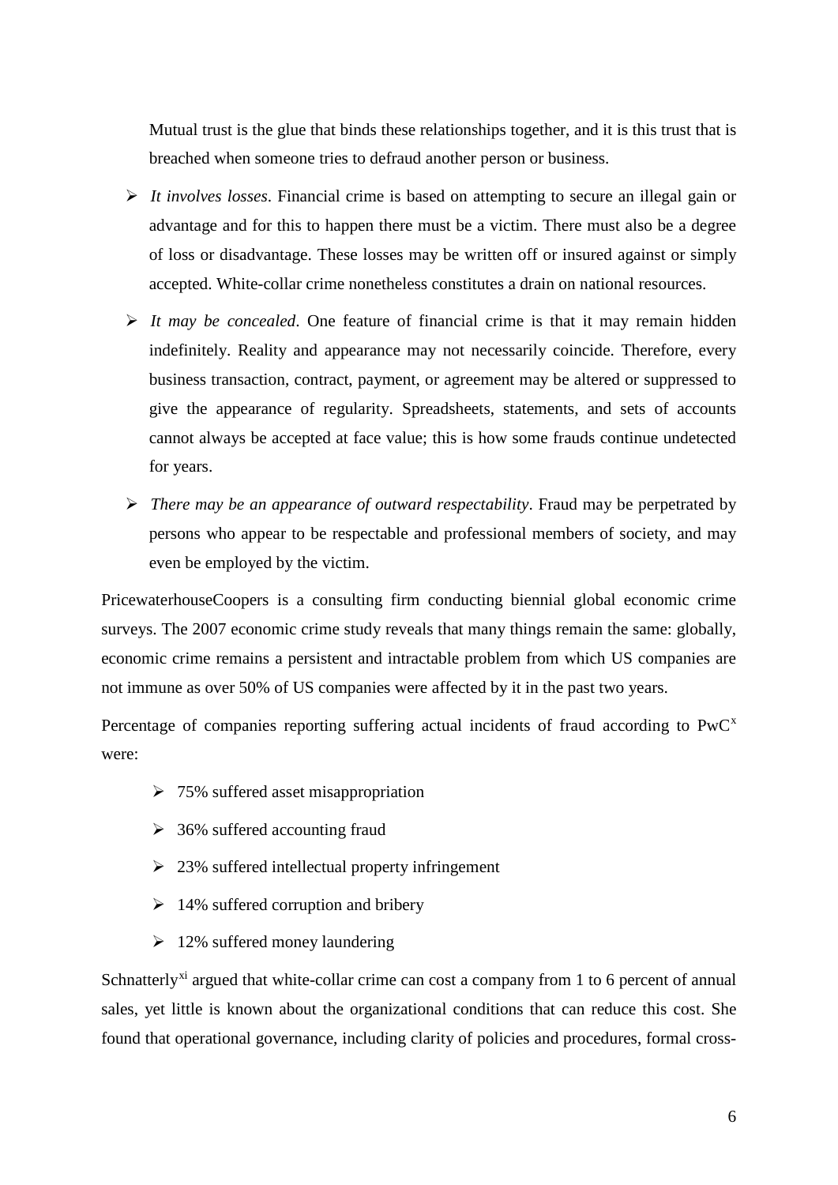Mutual trust is the glue that binds these relationships together, and it is this trust that is breached when someone tries to defraud another person or business.

- *It involves losses*. Financial crime is based on attempting to secure an illegal gain or advantage and for this to happen there must be a victim. There must also be a degree of loss or disadvantage. These losses may be written off or insured against or simply accepted. White-collar crime nonetheless constitutes a drain on national resources.
- *It may be concealed*. One feature of financial crime is that it may remain hidden indefinitely. Reality and appearance may not necessarily coincide. Therefore, every business transaction, contract, payment, or agreement may be altered or suppressed to give the appearance of regularity. Spreadsheets, statements, and sets of accounts cannot always be accepted at face value; this is how some frauds continue undetected for years.
- *There may be an appearance of outward respectability*. Fraud may be perpetrated by persons who appear to be respectable and professional members of society, and may even be employed by the victim.

PricewaterhouseCoopers is a consulting firm conducting biennial global economic crime surveys. The 2007 economic crime study reveals that many things remain the same: globally, economic crime remains a persistent and intractable problem from which US companies are not immune as over 50% of US companies were affected by it in the past two years.

Percentage of companies reporting suffering actual incidents of fraud according to PwC[x] were:

- 75% suffered asset misappropriation
- 36% suffered accounting fraud
- 23% suffered intellectual property infringement
- 14% suffered corruption and bribery
- 12% suffered money laundering

Schnatterly[xi] argued that white-collar crime can cost a company from 1 to 6 percent of annual sales, yet little is known about the organizational conditions that can reduce this cost. She found that operational governance, including clarity of policies and procedures, formal cross-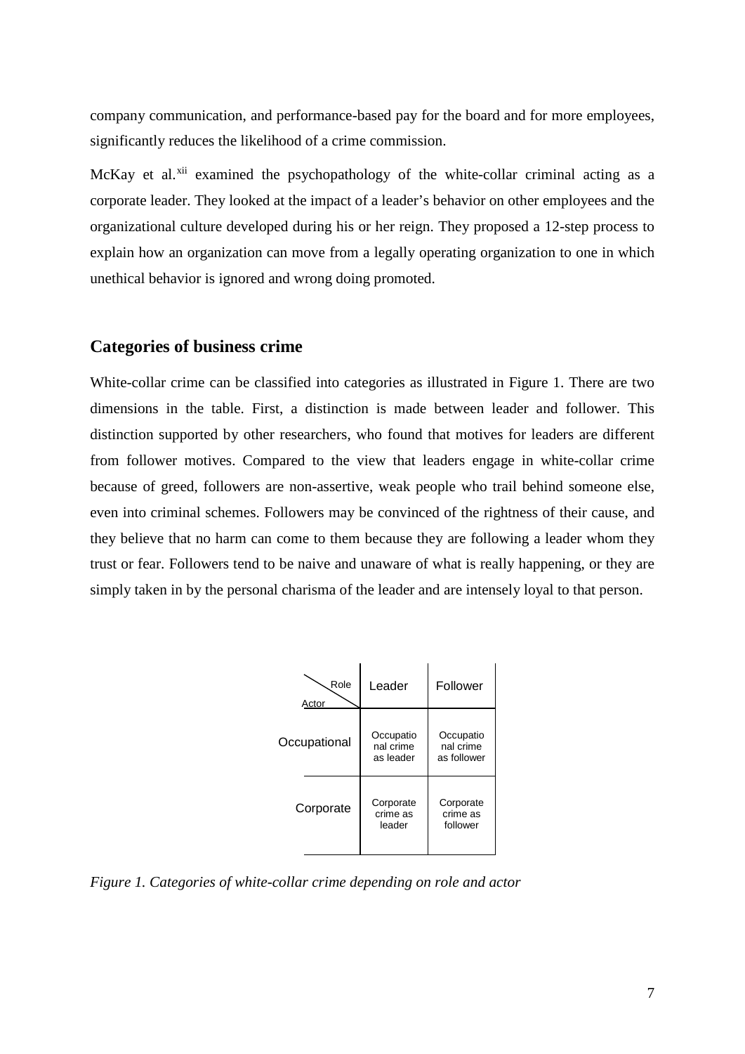company communication, and performance-based pay for the board and for more employees, significantly reduces the likelihood of a crime commission.

McKay et al.[xii] examined the psychopathology of the white-collar criminal acting as a corporate leader. They looked at the impact of a leader's behavior on other employees and the organizational culture developed during his or her reign. They proposed a 12-step process to explain how an organization can move from a legally operating organization to one in which unethical behavior is ignored and wrong doing promoted.

## Categories of business crime

White-collar crime can be classified into categories as illustrated in Figure 1. There are two dimensions in the table. First, a distinction is made between leader and follower. This distinction supported by other researchers, who found that motives for leaders are different from follower motives. Compared to the view that leaders engage in white-collar crime because of greed, followers are non-assertive, weak people who trail behind someone else, even into criminal schemes. Followers may be convinced of the rightness of their cause, and they believe that no harm can come to them because they are following a leader whom they trust or fear. Followers tend to be naive and unaware of what is really happening, or they are simply taken in by the personal charisma of the leader and are intensely loyal to that person.

| Actor \ Role | Leader | Follower |
|---|---|---|
| Occupational | Occupational crime as leader | Occupational crime as follower |
| Corporate | Corporate crime as leader | Corporate crime as follower |

*Figure 1. Categories of white-collar crime depending on role and actor*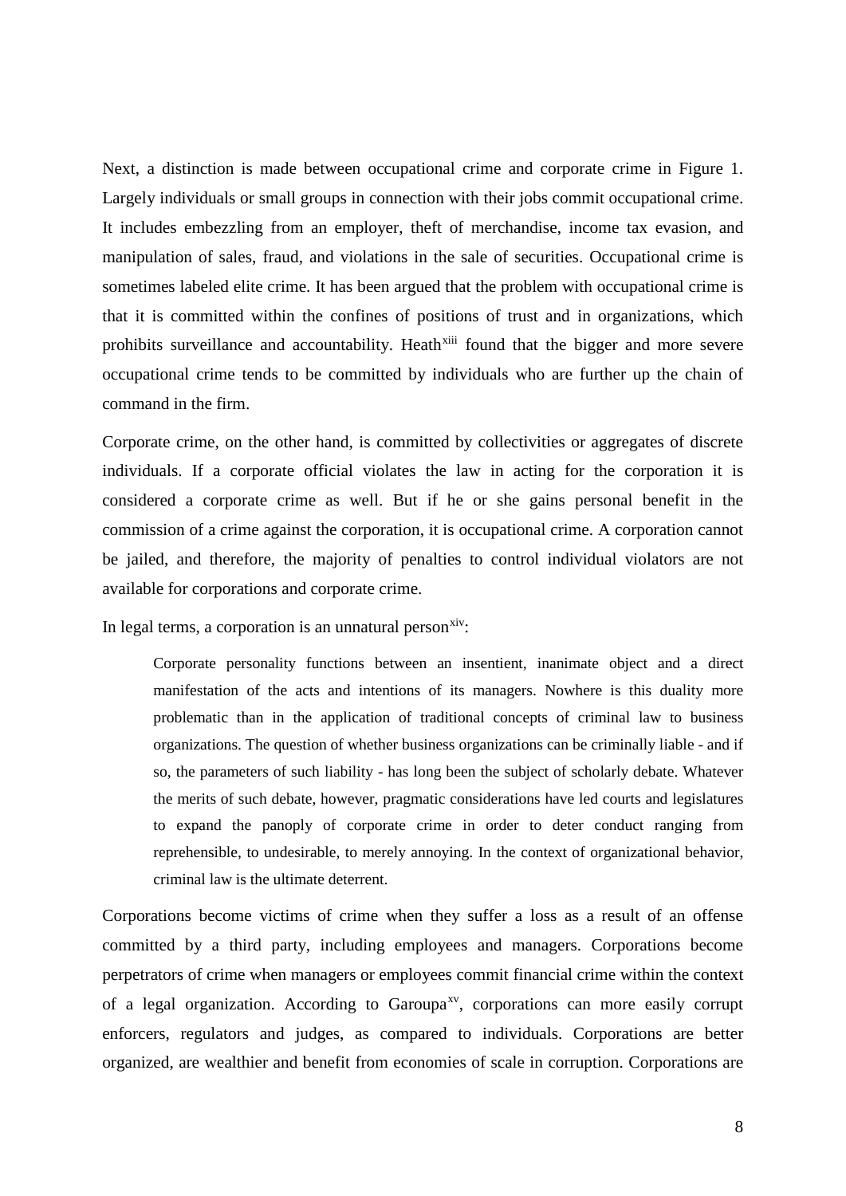Next, a distinction is made between occupational crime and corporate crime in Figure 1. Largely individuals or small groups in connection with their jobs commit occupational crime. It includes embezzling from an employer, theft of merchandise, income tax evasion, and manipulation of sales, fraud, and violations in the sale of securities. Occupational crime is sometimes labeled elite crime. It has been argued that the problem with occupational crime is that it is committed within the confines of positions of trust and in organizations, which prohibits surveillance and accountability. Heath[xiii] found that the bigger and more severe occupational crime tends to be committed by individuals who are further up the chain of command in the firm.

Corporate crime, on the other hand, is committed by collectivities or aggregates of discrete individuals. If a corporate official violates the law in acting for the corporation it is considered a corporate crime as well. But if he or she gains personal benefit in the commission of a crime against the corporation, it is occupational crime. A corporation cannot be jailed, and therefore, the majority of penalties to control individual violators are not available for corporations and corporate crime.

In legal terms, a corporation is an unnatural person[xiv]:

> Corporate personality functions between an insentient, inanimate object and a direct manifestation of the acts and intentions of its managers. Nowhere is this duality more problematic than in the application of traditional concepts of criminal law to business organizations. The question of whether business organizations can be criminally liable - and if so, the parameters of such liability - has long been the subject of scholarly debate. Whatever the merits of such debate, however, pragmatic considerations have led courts and legislatures to expand the panoply of corporate crime in order to deter conduct ranging from reprehensible, to undesirable, to merely annoying. In the context of organizational behavior, criminal law is the ultimate deterrent.

Corporations become victims of crime when they suffer a loss as a result of an offense committed by a third party, including employees and managers. Corporations become perpetrators of crime when managers or employees commit financial crime within the context of a legal organization. According to Garoupa[xv], corporations can more easily corrupt enforcers, regulators and judges, as compared to individuals. Corporations are better organized, are wealthier and benefit from economies of scale in corruption. Corporations are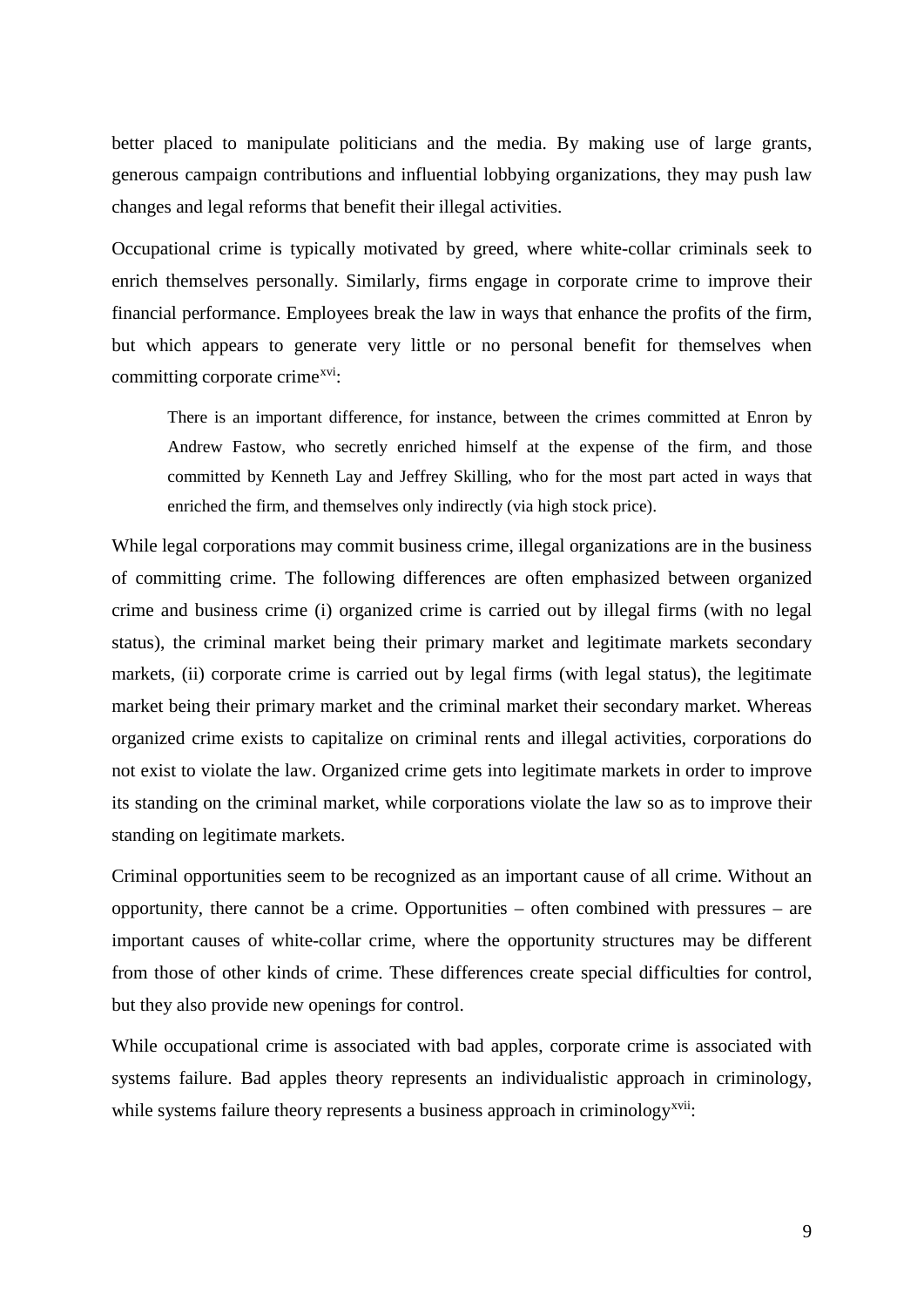better placed to manipulate politicians and the media. By making use of large grants, generous campaign contributions and influential lobbying organizations, they may push law changes and legal reforms that benefit their illegal activities.

Occupational crime is typically motivated by greed, where white-collar criminals seek to enrich themselves personally. Similarly, firms engage in corporate crime to improve their financial performance. Employees break the law in ways that enhance the profits of the firm, but which appears to generate very little or no personal benefit for themselves when committing corporate crime[xvi]:

> There is an important difference, for instance, between the crimes committed at Enron by Andrew Fastow, who secretly enriched himself at the expense of the firm, and those committed by Kenneth Lay and Jeffrey Skilling, who for the most part acted in ways that enriched the firm, and themselves only indirectly (via high stock price).

While legal corporations may commit business crime, illegal organizations are in the business of committing crime. The following differences are often emphasized between organized crime and business crime (i) organized crime is carried out by illegal firms (with no legal status), the criminal market being their primary market and legitimate markets secondary markets, (ii) corporate crime is carried out by legal firms (with legal status), the legitimate market being their primary market and the criminal market their secondary market. Whereas organized crime exists to capitalize on criminal rents and illegal activities, corporations do not exist to violate the law. Organized crime gets into legitimate markets in order to improve its standing on the criminal market, while corporations violate the law so as to improve their standing on legitimate markets.

Criminal opportunities seem to be recognized as an important cause of all crime. Without an opportunity, there cannot be a crime. Opportunities – often combined with pressures – are important causes of white-collar crime, where the opportunity structures may be different from those of other kinds of crime. These differences create special difficulties for control, but they also provide new openings for control.

While occupational crime is associated with bad apples, corporate crime is associated with systems failure. Bad apples theory represents an individualistic approach in criminology, while systems failure theory represents a business approach in criminology[xvii]: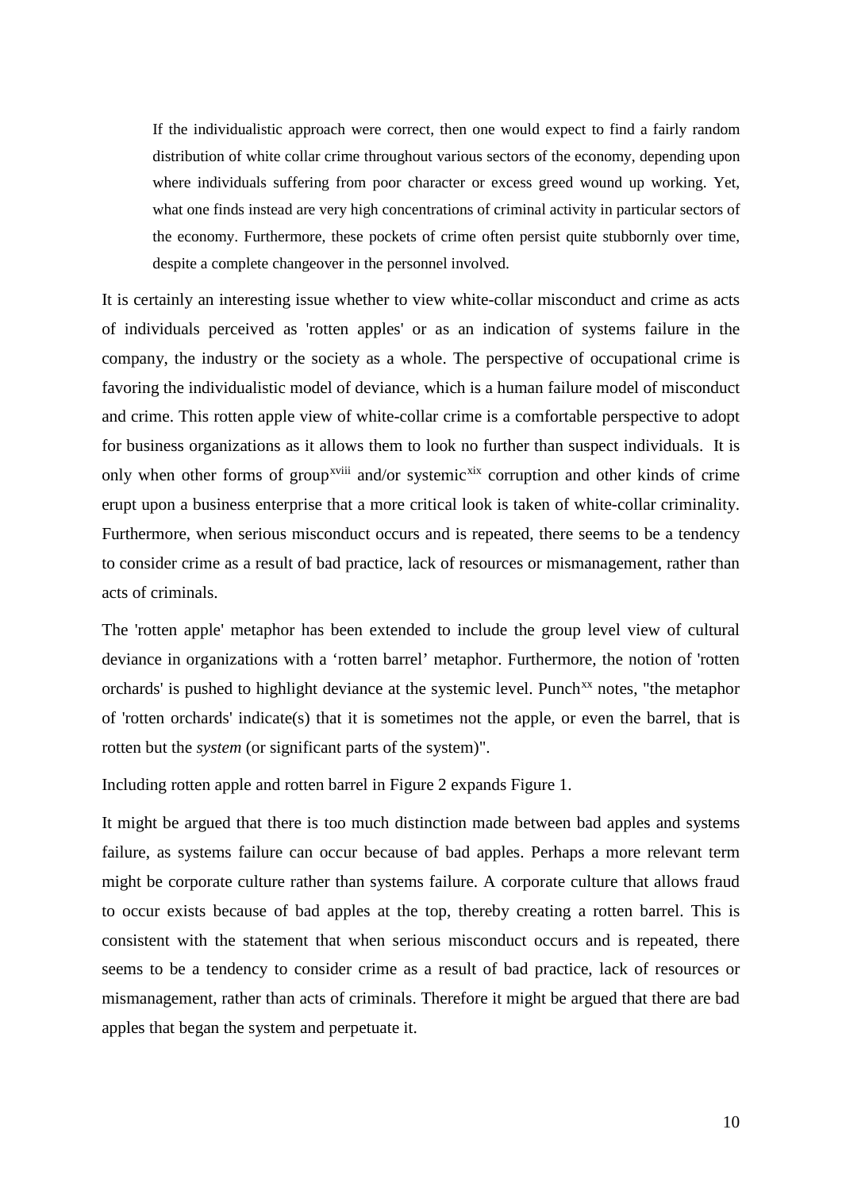> If the individualistic approach were correct, then one would expect to find a fairly random distribution of white collar crime throughout various sectors of the economy, depending upon where individuals suffering from poor character or excess greed wound up working. Yet, what one finds instead are very high concentrations of criminal activity in particular sectors of the economy. Furthermore, these pockets of crime often persist quite stubbornly over time, despite a complete changeover in the personnel involved.

It is certainly an interesting issue whether to view white-collar misconduct and crime as acts of individuals perceived as 'rotten apples' or as an indication of systems failure in the company, the industry or the society as a whole. The perspective of occupational crime is favoring the individualistic model of deviance, which is a human failure model of misconduct and crime. This rotten apple view of white-collar crime is a comfortable perspective to adopt for business organizations as it allows them to look no further than suspect individuals. It is only when other forms of group[xviii] and/or systemic[xix] corruption and other kinds of crime erupt upon a business enterprise that a more critical look is taken of white-collar criminality. Furthermore, when serious misconduct occurs and is repeated, there seems to be a tendency to consider crime as a result of bad practice, lack of resources or mismanagement, rather than acts of criminals.

The 'rotten apple' metaphor has been extended to include the group level view of cultural deviance in organizations with a 'rotten barrel' metaphor. Furthermore, the notion of 'rotten orchards' is pushed to highlight deviance at the systemic level. Punch[xx] notes, "the metaphor of 'rotten orchards' indicate(s) that it is sometimes not the apple, or even the barrel, that is rotten but the *system* (or significant parts of the system)".

Including rotten apple and rotten barrel in Figure 2 expands Figure 1.

It might be argued that there is too much distinction made between bad apples and systems failure, as systems failure can occur because of bad apples. Perhaps a more relevant term might be corporate culture rather than systems failure. A corporate culture that allows fraud to occur exists because of bad apples at the top, thereby creating a rotten barrel. This is consistent with the statement that when serious misconduct occurs and is repeated, there seems to be a tendency to consider crime as a result of bad practice, lack of resources or mismanagement, rather than acts of criminals. Therefore it might be argued that there are bad apples that began the system and perpetuate it.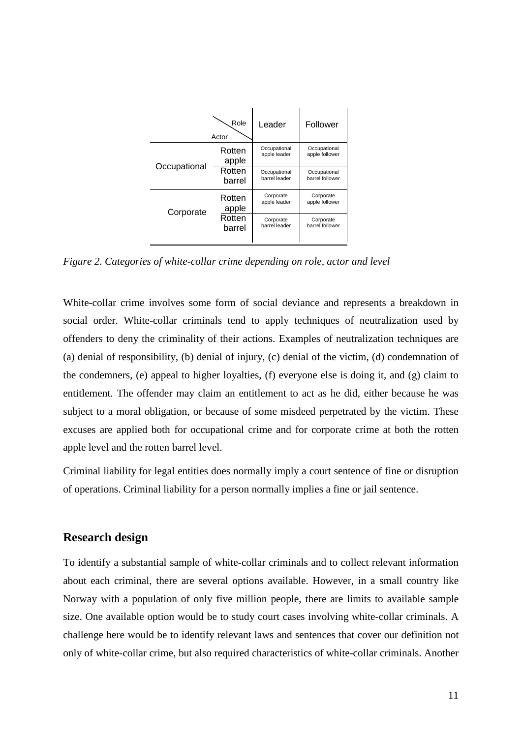| Actor | Role | Leader | Follower |
|---|---|---|---|
| Occupational | Rotten apple | Occupational apple leader | Occupational apple follower |
| | Rotten barrel | Occupational barrel leader | Occupational barrel follower |
| Corporate | Rotten apple | Corporate apple leader | Corporate apple follower |
| | Rotten barrel | Corporate barrel leader | Corporate barrel follower |

*Figure 2. Categories of white-collar crime depending on role, actor and level*

White-collar crime involves some form of social deviance and represents a breakdown in social order. White-collar criminals tend to apply techniques of neutralization used by offenders to deny the criminality of their actions. Examples of neutralization techniques are (a) denial of responsibility, (b) denial of injury, (c) denial of the victim, (d) condemnation of the condemners, (e) appeal to higher loyalties, (f) everyone else is doing it, and (g) claim to entitlement. The offender may claim an entitlement to act as he did, either because he was subject to a moral obligation, or because of some misdeed perpetrated by the victim. These excuses are applied both for occupational crime and for corporate crime at both the rotten apple level and the rotten barrel level.

Criminal liability for legal entities does normally imply a court sentence of fine or disruption of operations. Criminal liability for a person normally implies a fine or jail sentence.

## Research design

To identify a substantial sample of white-collar criminals and to collect relevant information about each criminal, there are several options available. However, in a small country like Norway with a population of only five million people, there are limits to available sample size. One available option would be to study court cases involving white-collar criminals. A challenge here would be to identify relevant laws and sentences that cover our definition not only of white-collar crime, but also required characteristics of white-collar criminals. Another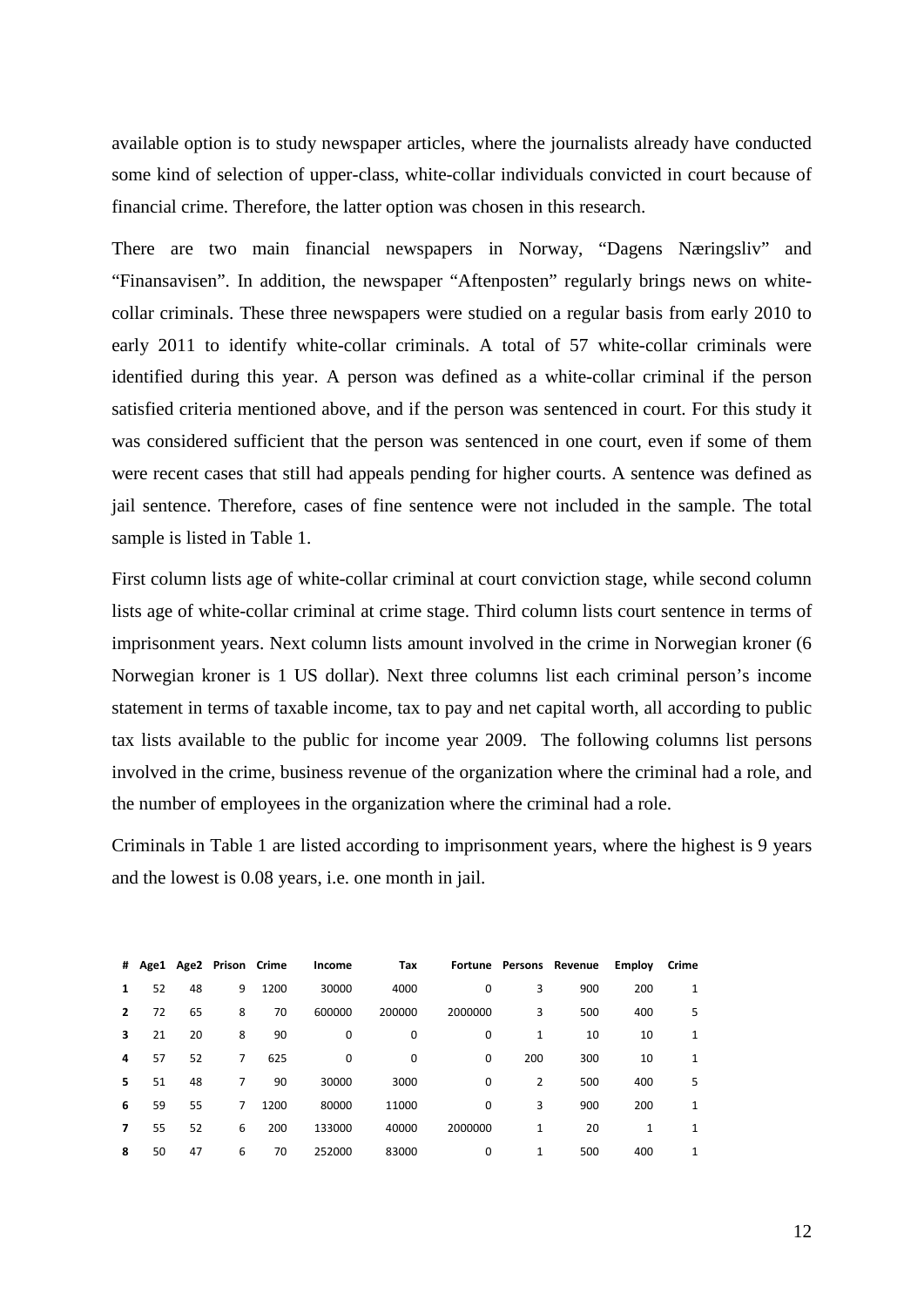available option is to study newspaper articles, where the journalists already have conducted some kind of selection of upper-class, white-collar individuals convicted in court because of financial crime. Therefore, the latter option was chosen in this research.

There are two main financial newspapers in Norway, "Dagens Næringsliv" and "Finansavisen". In addition, the newspaper "Aftenposten" regularly brings news on white-collar criminals. These three newspapers were studied on a regular basis from early 2010 to early 2011 to identify white-collar criminals. A total of 57 white-collar criminals were identified during this year. A person was defined as a white-collar criminal if the person satisfied criteria mentioned above, and if the person was sentenced in court. For this study it was considered sufficient that the person was sentenced in one court, even if some of them were recent cases that still had appeals pending for higher courts. A sentence was defined as jail sentence. Therefore, cases of fine sentence were not included in the sample. The total sample is listed in Table 1.

First column lists age of white-collar criminal at court conviction stage, while second column lists age of white-collar criminal at crime stage. Third column lists court sentence in terms of imprisonment years. Next column lists amount involved in the crime in Norwegian kroner (6 Norwegian kroner is 1 US dollar). Next three columns list each criminal person's income statement in terms of taxable income, tax to pay and net capital worth, all according to public tax lists available to the public for income year 2009. The following columns list persons involved in the crime, business revenue of the organization where the criminal had a role, and the number of employees in the organization where the criminal had a role.

Criminals in Table 1 are listed according to imprisonment years, where the highest is 9 years and the lowest is 0.08 years, i.e. one month in jail.

| # | Age1 | Age2 | Prison | Crime | Income | Tax | Fortune | Persons | Revenue | Employ | Crime |
|---|---|---|---|---|---|---|---|---|---|---|---|
| 1 | 52 | 48 | 9 | 1200 | 30000 | 4000 | 0 | 3 | 900 | 200 | 1 |
| 2 | 72 | 65 | 8 | 70 | 600000 | 200000 | 2000000 | 3 | 500 | 400 | 5 |
| 3 | 21 | 20 | 8 | 90 | 0 | 0 | 0 | 1 | 10 | 10 | 1 |
| 4 | 57 | 52 | 7 | 625 | 0 | 0 | 0 | 200 | 300 | 10 | 1 |
| 5 | 51 | 48 | 7 | 90 | 30000 | 3000 | 0 | 2 | 500 | 400 | 5 |
| 6 | 59 | 55 | 7 | 1200 | 80000 | 11000 | 0 | 3 | 900 | 200 | 1 |
| 7 | 55 | 52 | 6 | 200 | 133000 | 40000 | 2000000 | 1 | 20 | 1 | 1 |
| 8 | 50 | 47 | 6 | 70 | 252000 | 83000 | 0 | 1 | 500 | 400 | 1 |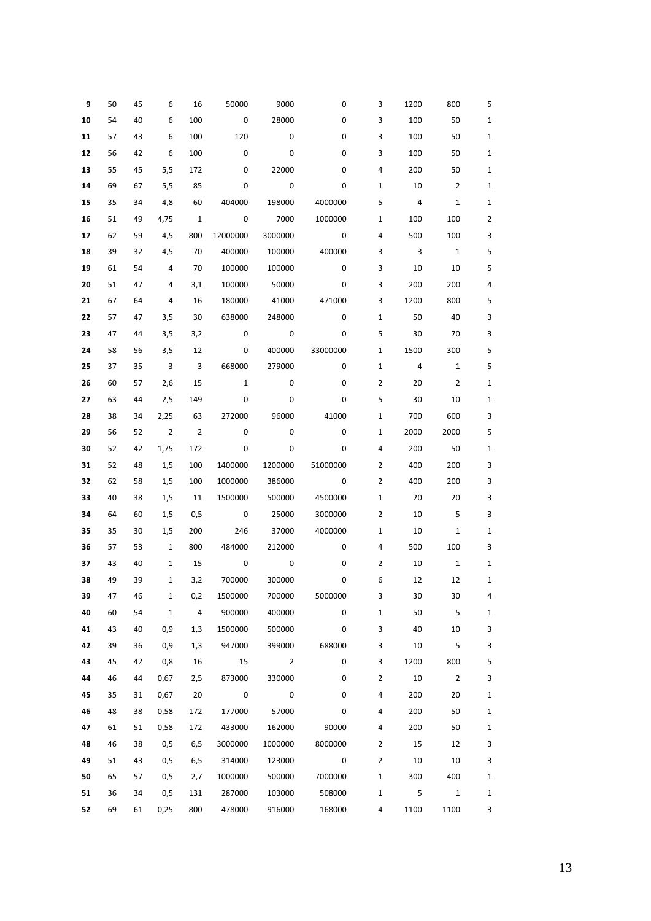| 9 | 50 | 45 | 6 | 16 | 50000 | 9000 | 0 | 3 | 1200 | 800 | 5 |
|---|---|---|---|---|---|---|---|---|---|---|---|
| **10** | 54 | 40 | 6 | 100 | 0 | 28000 | 0 | 3 | 100 | 50 | 1 |
| **11** | 57 | 43 | 6 | 100 | 120 | 0 | 0 | 3 | 100 | 50 | 1 |
| **12** | 56 | 42 | 6 | 100 | 0 | 0 | 0 | 3 | 100 | 50 | 1 |
| **13** | 55 | 45 | 5,5 | 172 | 0 | 22000 | 0 | 4 | 200 | 50 | 1 |
| **14** | 69 | 67 | 5,5 | 85 | 0 | 0 | 0 | 1 | 10 | 2 | 1 |
| **15** | 35 | 34 | 4,8 | 60 | 404000 | 198000 | 4000000 | 5 | 4 | 1 | 1 |
| **16** | 51 | 49 | 4,75 | 1 | 0 | 7000 | 1000000 | 1 | 100 | 100 | 2 |
| **17** | 62 | 59 | 4,5 | 800 | 12000000 | 3000000 | 0 | 4 | 500 | 100 | 3 |
| **18** | 39 | 32 | 4,5 | 70 | 400000 | 100000 | 400000 | 3 | 3 | 1 | 5 |
| **19** | 61 | 54 | 4 | 70 | 100000 | 100000 | 0 | 3 | 10 | 10 | 5 |
| **20** | 51 | 47 | 4 | 3,1 | 100000 | 50000 | 0 | 3 | 200 | 200 | 4 |
| **21** | 67 | 64 | 4 | 16 | 180000 | 41000 | 471000 | 3 | 1200 | 800 | 5 |
| **22** | 57 | 47 | 3,5 | 30 | 638000 | 248000 | 0 | 1 | 50 | 40 | 3 |
| **23** | 47 | 44 | 3,5 | 3,2 | 0 | 0 | 0 | 5 | 30 | 70 | 3 |
| **24** | 58 | 56 | 3,5 | 12 | 0 | 400000 | 33000000 | 1 | 1500 | 300 | 5 |
| **25** | 37 | 35 | 3 | 3 | 668000 | 279000 | 0 | 1 | 4 | 1 | 5 |
| **26** | 60 | 57 | 2,6 | 15 | 1 | 0 | 0 | 2 | 20 | 2 | 1 |
| **27** | 63 | 44 | 2,5 | 149 | 0 | 0 | 0 | 5 | 30 | 10 | 1 |
| **28** | 38 | 34 | 2,25 | 63 | 272000 | 96000 | 41000 | 1 | 700 | 600 | 3 |
| **29** | 56 | 52 | 2 | 2 | 0 | 0 | 0 | 1 | 2000 | 2000 | 5 |
| **30** | 52 | 42 | 1,75 | 172 | 0 | 0 | 0 | 4 | 200 | 50 | 1 |
| **31** | 52 | 48 | 1,5 | 100 | 1400000 | 1200000 | 51000000 | 2 | 400 | 200 | 3 |
| **32** | 62 | 58 | 1,5 | 100 | 1000000 | 386000 | 0 | 2 | 400 | 200 | 3 |
| **33** | 40 | 38 | 1,5 | 11 | 1500000 | 500000 | 4500000 | 1 | 20 | 20 | 3 |
| **34** | 64 | 60 | 1,5 | 0,5 | 0 | 25000 | 3000000 | 2 | 10 | 5 | 3 |
| **35** | 35 | 30 | 1,5 | 200 | 246 | 37000 | 4000000 | 1 | 10 | 1 | 1 |
| **36** | 57 | 53 | 1 | 800 | 484000 | 212000 | 0 | 4 | 500 | 100 | 3 |
| **37** | 43 | 40 | 1 | 15 | 0 | 0 | 0 | 2 | 10 | 1 | 1 |
| **38** | 49 | 39 | 1 | 3,2 | 700000 | 300000 | 0 | 6 | 12 | 12 | 1 |
| **39** | 47 | 46 | 1 | 0,2 | 1500000 | 700000 | 5000000 | 3 | 30 | 30 | 4 |
| **40** | 60 | 54 | 1 | 4 | 900000 | 400000 | 0 | 1 | 50 | 5 | 1 |
| **41** | 43 | 40 | 0,9 | 1,3 | 1500000 | 500000 | 0 | 3 | 40 | 10 | 3 |
| **42** | 39 | 36 | 0,9 | 1,3 | 947000 | 399000 | 688000 | 3 | 10 | 5 | 3 |
| **43** | 45 | 42 | 0,8 | 16 | 15 | 2 | 0 | 3 | 1200 | 800 | 5 |
| **44** | 46 | 44 | 0,67 | 2,5 | 873000 | 330000 | 0 | 2 | 10 | 2 | 3 |
| **45** | 35 | 31 | 0,67 | 20 | 0 | 0 | 0 | 4 | 200 | 20 | 1 |
| **46** | 48 | 38 | 0,58 | 172 | 177000 | 57000 | 0 | 4 | 200 | 50 | 1 |
| **47** | 61 | 51 | 0,58 | 172 | 433000 | 162000 | 90000 | 4 | 200 | 50 | 1 |
| **48** | 46 | 38 | 0,5 | 6,5 | 3000000 | 1000000 | 8000000 | 2 | 15 | 12 | 3 |
| **49** | 51 | 43 | 0,5 | 6,5 | 314000 | 123000 | 0 | 2 | 10 | 10 | 3 |
| **50** | 65 | 57 | 0,5 | 2,7 | 1000000 | 500000 | 7000000 | 1 | 300 | 400 | 1 |
| **51** | 36 | 34 | 0,5 | 131 | 287000 | 103000 | 508000 | 1 | 5 | 1 | 1 |
| **52** | 69 | 61 | 0,25 | 800 | 478000 | 916000 | 168000 | 4 | 1100 | 1100 | 3 |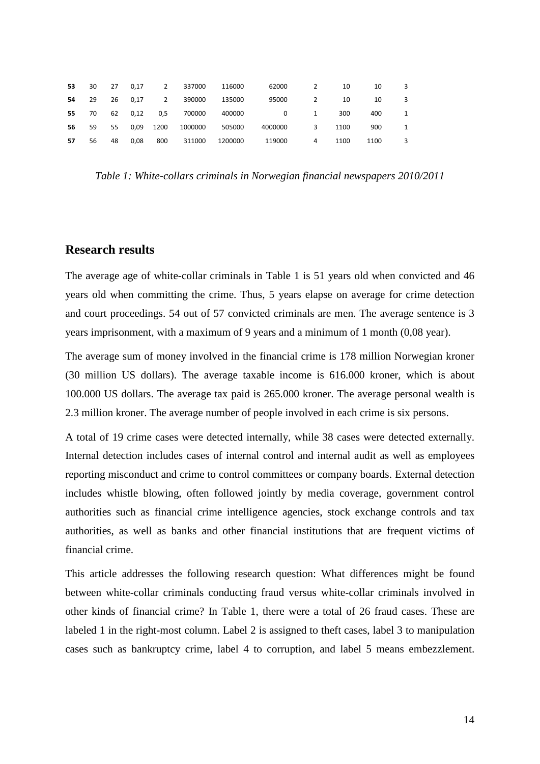| **53** | 30 | 27 | 0,17 | 2 | 337000 | 116000 | 62000 | 2 | 10 | 10 | 3 |
|---|---|---|---|---|---|---|---|---|---|---|---|
| **54** | 29 | 26 | 0,17 | 2 | 390000 | 135000 | 95000 | 2 | 10 | 10 | 3 |
| **55** | 70 | 62 | 0,12 | 0,5 | 700000 | 400000 | 0 | 1 | 300 | 400 | 1 |
| **56** | 59 | 55 | 0,09 | 1200 | 1000000 | 505000 | 4000000 | 3 | 1100 | 900 | 1 |
| **57** | 56 | 48 | 0,08 | 800 | 311000 | 1200000 | 119000 | 4 | 1100 | 1100 | 3 |

*Table 1: White-collars criminals in Norwegian financial newspapers 2010/2011*

## Research results

The average age of white-collar criminals in Table 1 is 51 years old when convicted and 46 years old when committing the crime. Thus, 5 years elapse on average for crime detection and court proceedings. 54 out of 57 convicted criminals are men. The average sentence is 3 years imprisonment, with a maximum of 9 years and a minimum of 1 month (0,08 year).

The average sum of money involved in the financial crime is 178 million Norwegian kroner (30 million US dollars). The average taxable income is 616.000 kroner, which is about 100.000 US dollars. The average tax paid is 265.000 kroner. The average personal wealth is 2.3 million kroner. The average number of people involved in each crime is six persons.

A total of 19 crime cases were detected internally, while 38 cases were detected externally. Internal detection includes cases of internal control and internal audit as well as employees reporting misconduct and crime to control committees or company boards. External detection includes whistle blowing, often followed jointly by media coverage, government control authorities such as financial crime intelligence agencies, stock exchange controls and tax authorities, as well as banks and other financial institutions that are frequent victims of financial crime.

This article addresses the following research question: What differences might be found between white-collar criminals conducting fraud versus white-collar criminals involved in other kinds of financial crime? In Table 1, there were a total of 26 fraud cases. These are labeled 1 in the right-most column. Label 2 is assigned to theft cases, label 3 to manipulation cases such as bankruptcy crime, label 4 to corruption, and label 5 means embezzlement.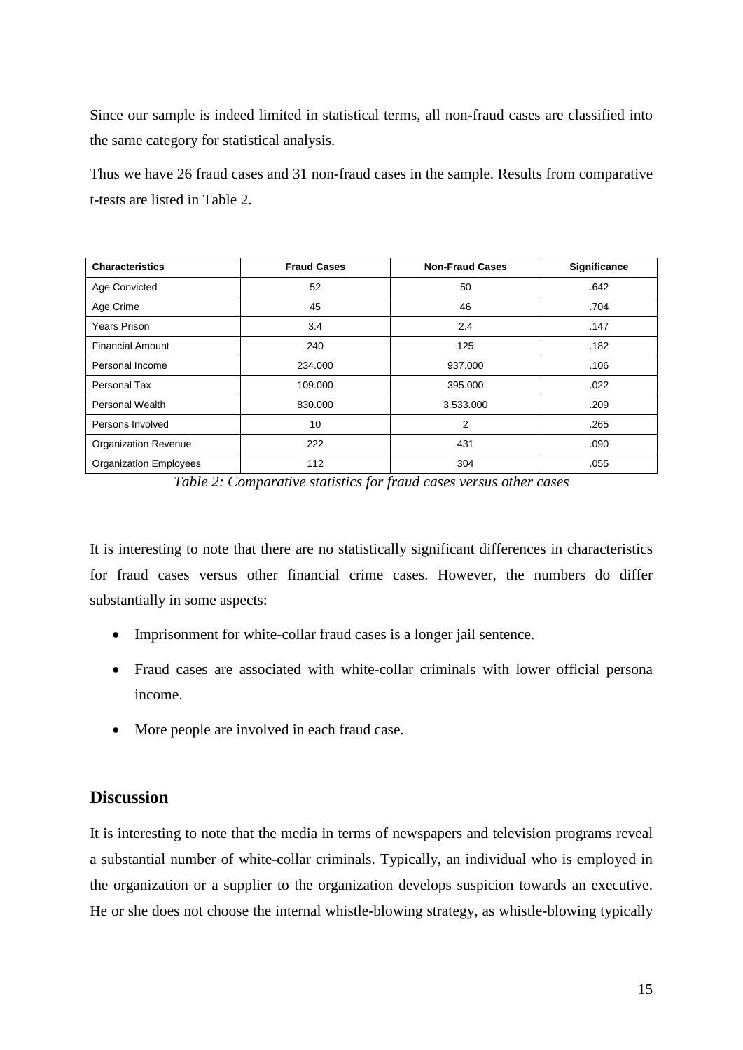Since our sample is indeed limited in statistical terms, all non-fraud cases are classified into the same category for statistical analysis.

Thus we have 26 fraud cases and 31 non-fraud cases in the sample. Results from comparative t-tests are listed in Table 2.

| Characteristics | Fraud Cases | Non-Fraud Cases | Significance |
|---|---|---|---|
| Age Convicted | 52 | 50 | .642 |
| Age Crime | 45 | 46 | .704 |
| Years Prison | 3.4 | 2.4 | .147 |
| Financial Amount | 240 | 125 | .182 |
| Personal Income | 234.000 | 937.000 | .106 |
| Personal Tax | 109.000 | 395.000 | .022 |
| Personal Wealth | 830.000 | 3.533.000 | .209 |
| Persons Involved | 10 | 2 | .265 |
| Organization Revenue | 222 | 431 | .090 |
| Organization Employees | 112 | 304 | .055 |

*Table 2: Comparative statistics for fraud cases versus other cases*

It is interesting to note that there are no statistically significant differences in characteristics for fraud cases versus other financial crime cases. However, the numbers do differ substantially in some aspects:

- Imprisonment for white-collar fraud cases is a longer jail sentence.
- Fraud cases are associated with white-collar criminals with lower official persona income.
- More people are involved in each fraud case.

## Discussion

It is interesting to note that the media in terms of newspapers and television programs reveal a substantial number of white-collar criminals. Typically, an individual who is employed in the organization or a supplier to the organization develops suspicion towards an executive. He or she does not choose the internal whistle-blowing strategy, as whistle-blowing typically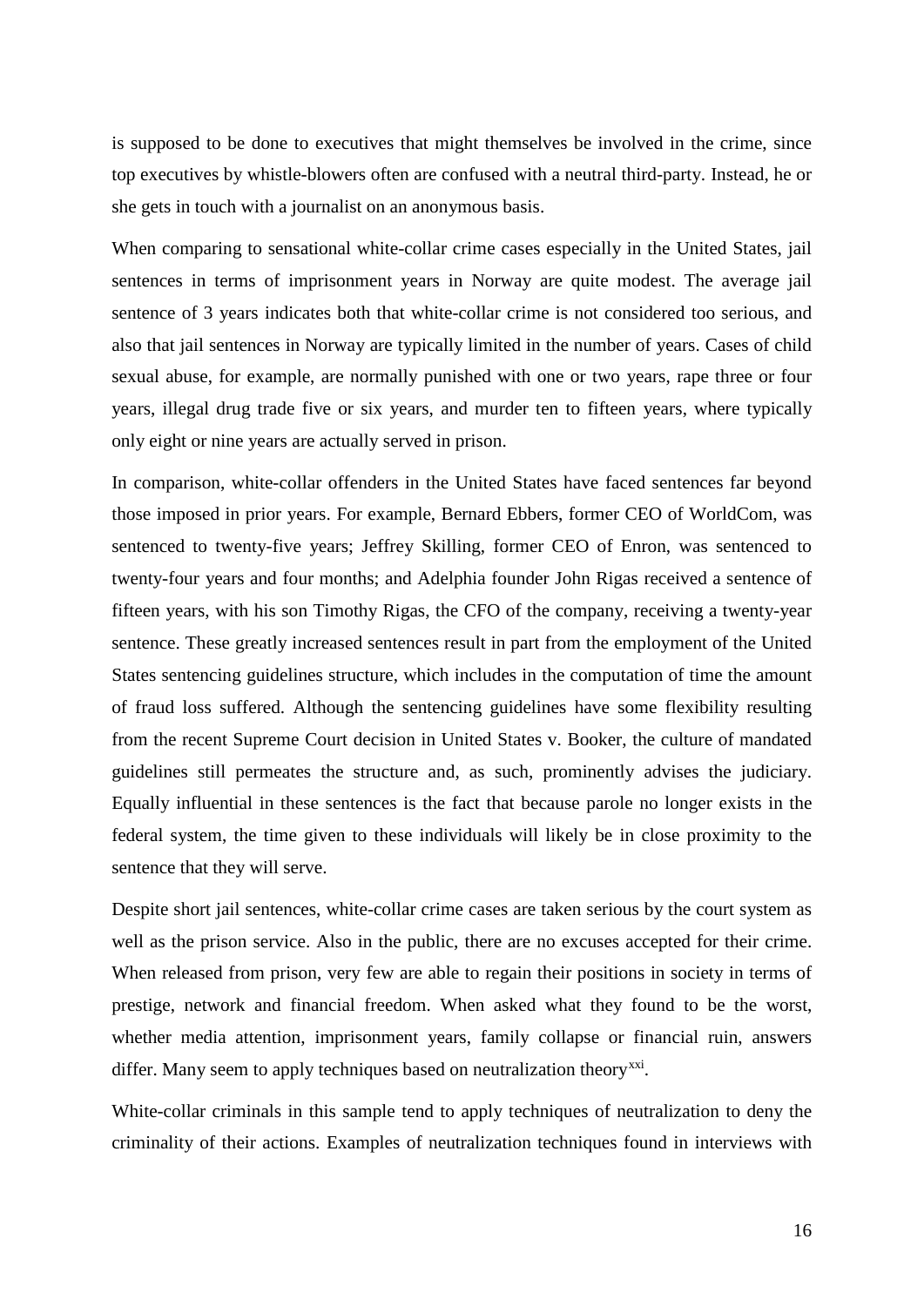is supposed to be done to executives that might themselves be involved in the crime, since top executives by whistle-blowers often are confused with a neutral third-party. Instead, he or she gets in touch with a journalist on an anonymous basis.

When comparing to sensational white-collar crime cases especially in the United States, jail sentences in terms of imprisonment years in Norway are quite modest. The average jail sentence of 3 years indicates both that white-collar crime is not considered too serious, and also that jail sentences in Norway are typically limited in the number of years. Cases of child sexual abuse, for example, are normally punished with one or two years, rape three or four years, illegal drug trade five or six years, and murder ten to fifteen years, where typically only eight or nine years are actually served in prison.

In comparison, white-collar offenders in the United States have faced sentences far beyond those imposed in prior years. For example, Bernard Ebbers, former CEO of WorldCom, was sentenced to twenty-five years; Jeffrey Skilling, former CEO of Enron, was sentenced to twenty-four years and four months; and Adelphia founder John Rigas received a sentence of fifteen years, with his son Timothy Rigas, the CFO of the company, receiving a twenty-year sentence. These greatly increased sentences result in part from the employment of the United States sentencing guidelines structure, which includes in the computation of time the amount of fraud loss suffered. Although the sentencing guidelines have some flexibility resulting from the recent Supreme Court decision in United States v. Booker, the culture of mandated guidelines still permeates the structure and, as such, prominently advises the judiciary. Equally influential in these sentences is the fact that because parole no longer exists in the federal system, the time given to these individuals will likely be in close proximity to the sentence that they will serve.

Despite short jail sentences, white-collar crime cases are taken serious by the court system as well as the prison service. Also in the public, there are no excuses accepted for their crime. When released from prison, very few are able to regain their positions in society in terms of prestige, network and financial freedom. When asked what they found to be the worst, whether media attention, imprisonment years, family collapse or financial ruin, answers differ. Many seem to apply techniques based on neutralization theory[xxi].

White-collar criminals in this sample tend to apply techniques of neutralization to deny the criminality of their actions. Examples of neutralization techniques found in interviews with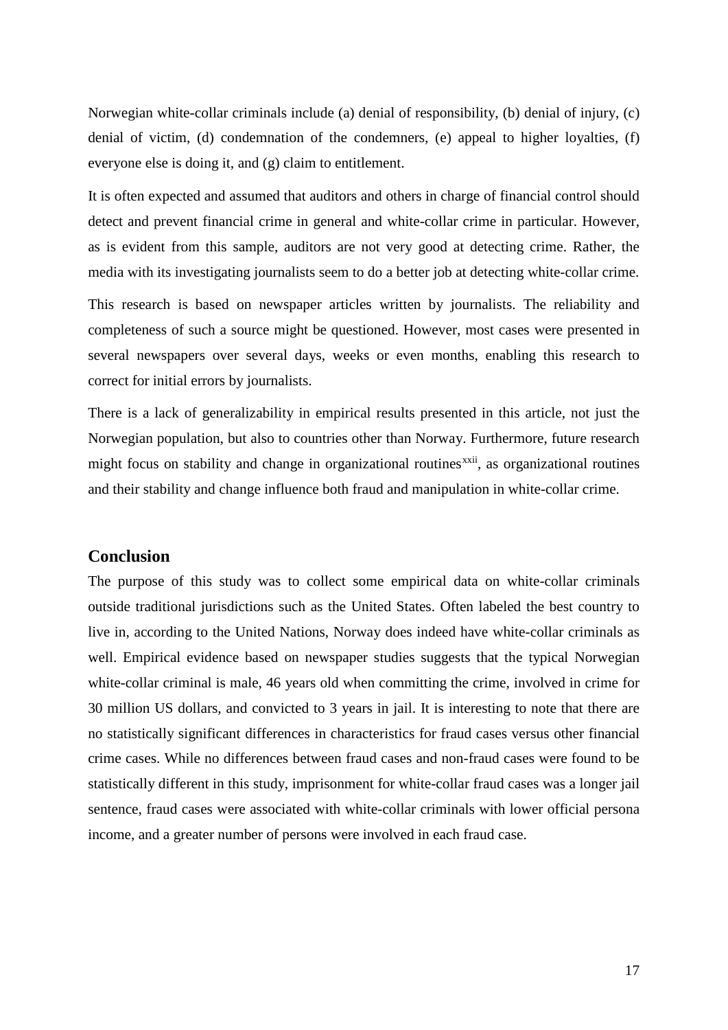Norwegian white-collar criminals include (a) denial of responsibility, (b) denial of injury, (c) denial of victim, (d) condemnation of the condemners, (e) appeal to higher loyalties, (f) everyone else is doing it, and (g) claim to entitlement.

It is often expected and assumed that auditors and others in charge of financial control should detect and prevent financial crime in general and white-collar crime in particular. However, as is evident from this sample, auditors are not very good at detecting crime. Rather, the media with its investigating journalists seem to do a better job at detecting white-collar crime.

This research is based on newspaper articles written by journalists. The reliability and completeness of such a source might be questioned. However, most cases were presented in several newspapers over several days, weeks or even months, enabling this research to correct for initial errors by journalists.

There is a lack of generalizability in empirical results presented in this article, not just the Norwegian population, but also to countries other than Norway. Furthermore, future research might focus on stability and change in organizational routines[xxii], as organizational routines and their stability and change influence both fraud and manipulation in white-collar crime.

## Conclusion

The purpose of this study was to collect some empirical data on white-collar criminals outside traditional jurisdictions such as the United States. Often labeled the best country to live in, according to the United Nations, Norway does indeed have white-collar criminals as well. Empirical evidence based on newspaper studies suggests that the typical Norwegian white-collar criminal is male, 46 years old when committing the crime, involved in crime for 30 million US dollars, and convicted to 3 years in jail. It is interesting to note that there are no statistically significant differences in characteristics for fraud cases versus other financial crime cases. While no differences between fraud cases and non-fraud cases were found to be statistically different in this study, imprisonment for white-collar fraud cases was a longer jail sentence, fraud cases were associated with white-collar criminals with lower official persona income, and a greater number of persons were involved in each fraud case.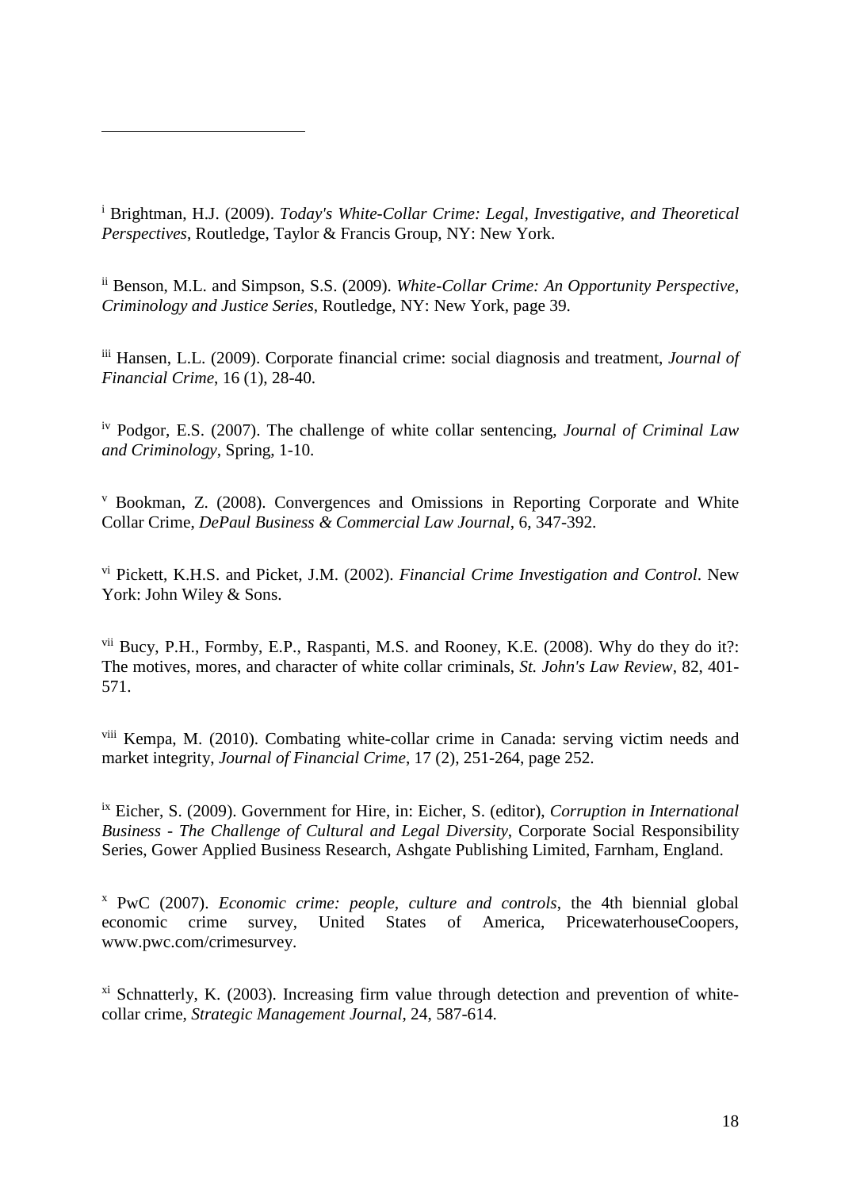[i] Brightman, H.J. (2009). *Today's White-Collar Crime: Legal, Investigative, and Theoretical Perspectives*, Routledge, Taylor & Francis Group, NY: New York.

[ii] Benson, M.L. and Simpson, S.S. (2009). *White-Collar Crime: An Opportunity Perspective, Criminology and Justice Series*, Routledge, NY: New York, page 39.

[iii] Hansen, L.L. (2009). Corporate financial crime: social diagnosis and treatment, *Journal of Financial Crime*, 16 (1), 28-40.

[iv] Podgor, E.S. (2007). The challenge of white collar sentencing, *Journal of Criminal Law and Criminology*, Spring, 1-10.

[v] Bookman, Z. (2008). Convergences and Omissions in Reporting Corporate and White Collar Crime, *DePaul Business & Commercial Law Journal*, 6, 347-392.

[vi] Pickett, K.H.S. and Picket, J.M. (2002). *Financial Crime Investigation and Control*. New York: John Wiley & Sons.

[vii] Bucy, P.H., Formby, E.P., Raspanti, M.S. and Rooney, K.E. (2008). Why do they do it?: The motives, mores, and character of white collar criminals, *St. John's Law Review*, 82, 401-571.

[viii] Kempa, M. (2010). Combating white-collar crime in Canada: serving victim needs and market integrity, *Journal of Financial Crime*, 17 (2), 251-264, page 252.

[ix] Eicher, S. (2009). Government for Hire, in: Eicher, S. (editor), *Corruption in International Business - The Challenge of Cultural and Legal Diversity*, Corporate Social Responsibility Series, Gower Applied Business Research, Ashgate Publishing Limited, Farnham, England.

[x] PwC (2007). *Economic crime: people, culture and controls*, the 4th biennial global economic crime survey, United States of America, PricewaterhouseCoopers, www.pwc.com/crimesurvey.

[xi] Schnatterly, K. (2003). Increasing firm value through detection and prevention of white-collar crime, *Strategic Management Journal*, 24, 587-614.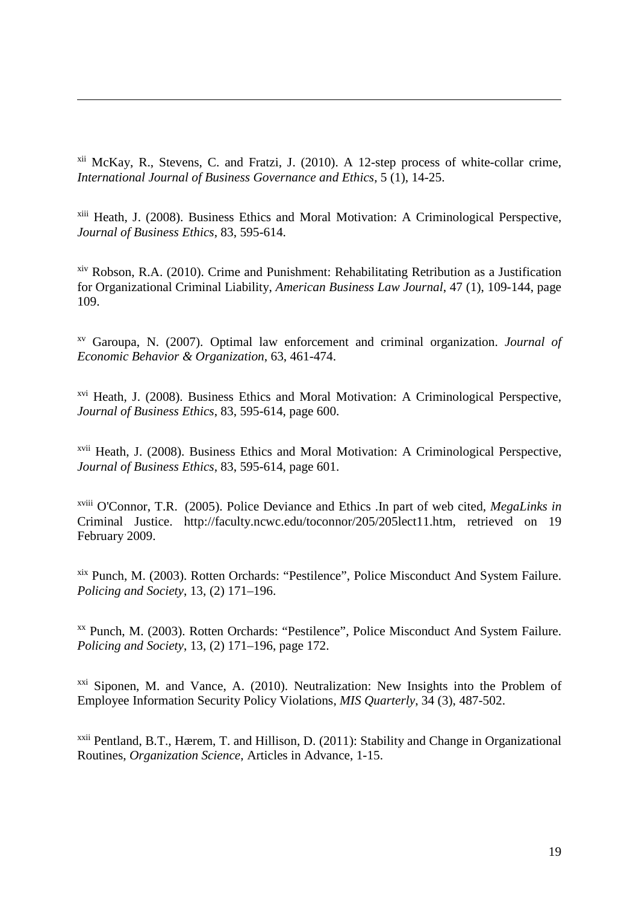[xii] McKay, R., Stevens, C. and Fratzi, J. (2010). A 12-step process of white-collar crime, *International Journal of Business Governance and Ethics*, 5 (1), 14-25.

[xiii] Heath, J. (2008). Business Ethics and Moral Motivation: A Criminological Perspective, *Journal of Business Ethics*, 83, 595-614.

[xiv] Robson, R.A. (2010). Crime and Punishment: Rehabilitating Retribution as a Justification for Organizational Criminal Liability, *American Business Law Journal*, 47 (1), 109-144, page 109.

[xv] Garoupa, N. (2007). Optimal law enforcement and criminal organization. *Journal of Economic Behavior & Organization*, 63, 461-474.

[xvi] Heath, J. (2008). Business Ethics and Moral Motivation: A Criminological Perspective, *Journal of Business Ethics*, 83, 595-614, page 600.

[xvii] Heath, J. (2008). Business Ethics and Moral Motivation: A Criminological Perspective, *Journal of Business Ethics*, 83, 595-614, page 601.

[xviii] O'Connor, T.R. (2005). Police Deviance and Ethics .In part of web cited, *MegaLinks in* Criminal Justice. http://faculty.ncwc.edu/toconnor/205/205lect11.htm, retrieved on 19 February 2009.

[xix] Punch, M. (2003). Rotten Orchards: "Pestilence", Police Misconduct And System Failure. *Policing and Society*, 13, (2) 171–196.

[xx] Punch, M. (2003). Rotten Orchards: "Pestilence", Police Misconduct And System Failure. *Policing and Society*, 13, (2) 171–196, page 172.

[xxi] Siponen, M. and Vance, A. (2010). Neutralization: New Insights into the Problem of Employee Information Security Policy Violations, *MIS Quarterly*, 34 (3), 487-502.

[xxii] Pentland, B.T., Hærem, T. and Hillison, D. (2011): Stability and Change in Organizational Routines, *Organization Science*, Articles in Advance, 1-15.